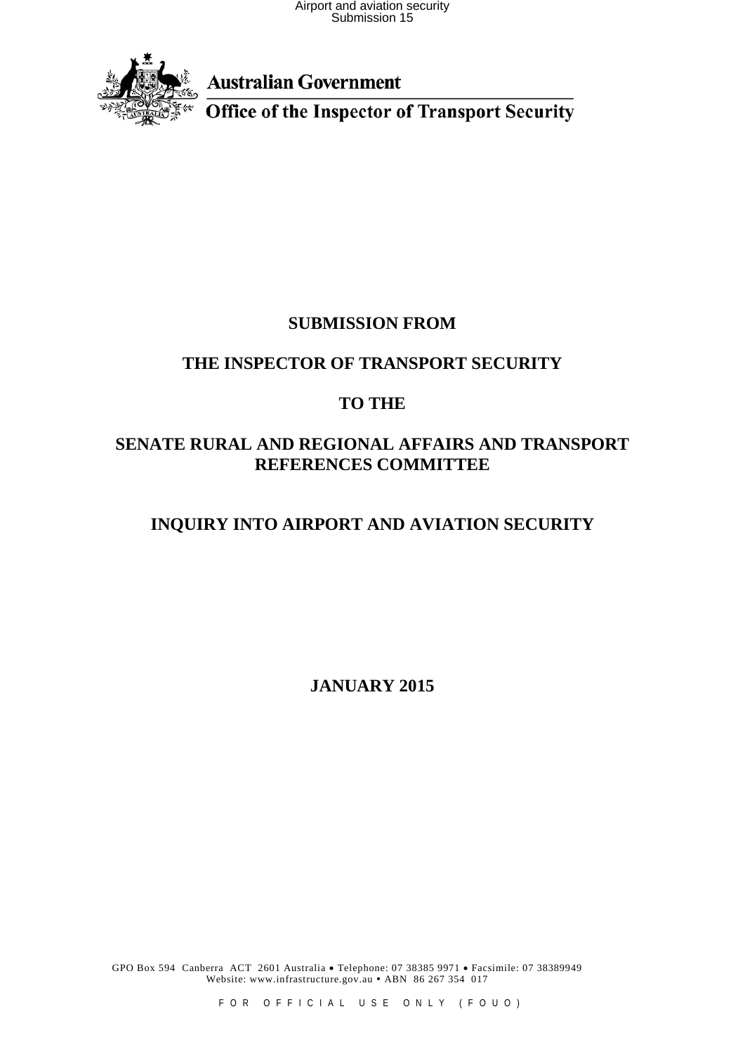Airport and aviation security
Submission 15

**Australian Government**

**Office of the Inspector of Transport Security**

# SUBMISSION FROM

# THE INSPECTOR OF TRANSPORT SECURITY

# TO THE

# SENATE RURAL AND REGIONAL AFFAIRS AND TRANSPORT REFERENCES COMMITTEE

# INQUIRY INTO AIRPORT AND AVIATION SECURITY

**JANUARY 2015**

GPO Box 594 Canberra ACT 2601 Australia • Telephone: 07 38385 9971 • Facsimile: 07 38389949
Website: www.infrastructure.gov.au • ABN 86 267 354 017

FOR OFFICIAL USE ONLY (FOUO)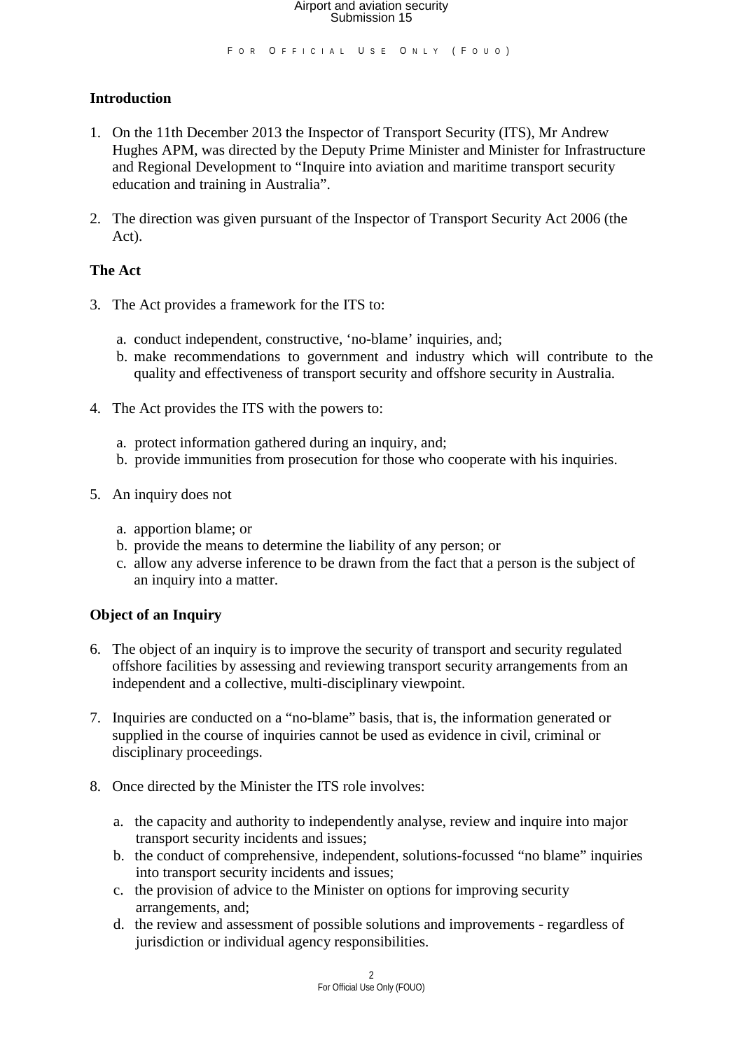## Introduction

1. On the 11th December 2013 the Inspector of Transport Security (ITS), Mr Andrew Hughes APM, was directed by the Deputy Prime Minister and Minister for Infrastructure and Regional Development to "Inquire into aviation and maritime transport security education and training in Australia".

2. The direction was given pursuant of the Inspector of Transport Security Act 2006 (the Act).

## The Act

3. The Act provides a framework for the ITS to:

   a. conduct independent, constructive, 'no-blame' inquiries, and;
   b. make recommendations to government and industry which will contribute to the quality and effectiveness of transport security and offshore security in Australia.

4. The Act provides the ITS with the powers to:

   a. protect information gathered during an inquiry, and;
   b. provide immunities from prosecution for those who cooperate with his inquiries.

5. An inquiry does not

   a. apportion blame; or
   b. provide the means to determine the liability of any person; or
   c. allow any adverse inference to be drawn from the fact that a person is the subject of an inquiry into a matter.

## Object of an Inquiry

6. The object of an inquiry is to improve the security of transport and security regulated offshore facilities by assessing and reviewing transport security arrangements from an independent and a collective, multi-disciplinary viewpoint.

7. Inquiries are conducted on a "no-blame" basis, that is, the information generated or supplied in the course of inquiries cannot be used as evidence in civil, criminal or disciplinary proceedings.

8. Once directed by the Minister the ITS role involves:

   a. the capacity and authority to independently analyse, review and inquire into major transport security incidents and issues;
   b. the conduct of comprehensive, independent, solutions-focussed "no blame" inquiries into transport security incidents and issues;
   c. the provision of advice to the Minister on options for improving security arrangements, and;
   d. the review and assessment of possible solutions and improvements - regardless of jurisdiction or individual agency responsibilities.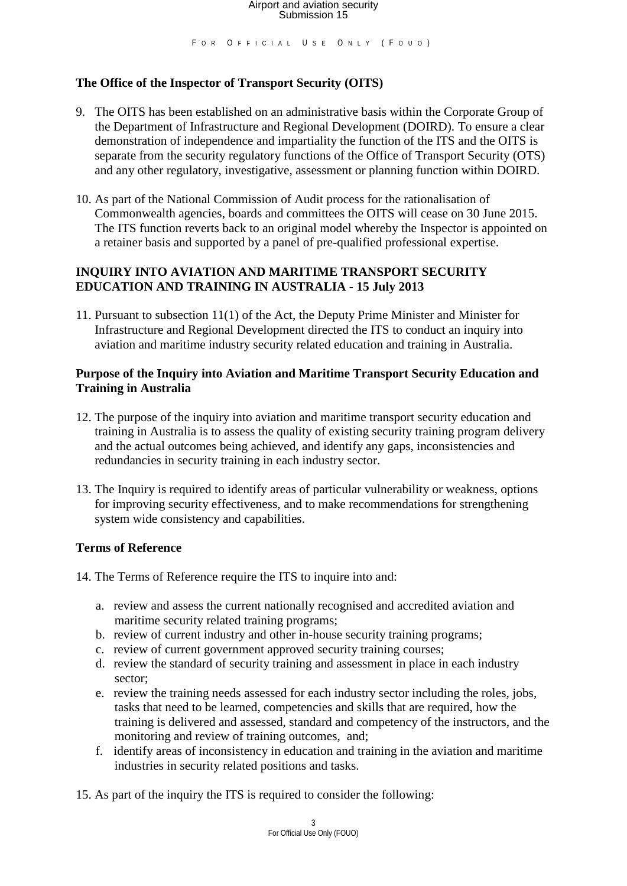## The Office of the Inspector of Transport Security (OITS)

9. The OITS has been established on an administrative basis within the Corporate Group of the Department of Infrastructure and Regional Development (DOIRD). To ensure a clear demonstration of independence and impartiality the function of the ITS and the OITS is separate from the security regulatory functions of the Office of Transport Security (OTS) and any other regulatory, investigative, assessment or planning function within DOIRD.

10. As part of the National Commission of Audit process for the rationalisation of Commonwealth agencies, boards and committees the OITS will cease on 30 June 2015. The ITS function reverts back to an original model whereby the Inspector is appointed on a retainer basis and supported by a panel of pre-qualified professional expertise.

## INQUIRY INTO AVIATION AND MARITIME TRANSPORT SECURITY EDUCATION AND TRAINING IN AUSTRALIA - 15 July 2013

11. Pursuant to subsection 11(1) of the Act, the Deputy Prime Minister and Minister for Infrastructure and Regional Development directed the ITS to conduct an inquiry into aviation and maritime industry security related education and training in Australia.

### Purpose of the Inquiry into Aviation and Maritime Transport Security Education and Training in Australia

12. The purpose of the inquiry into aviation and maritime transport security education and training in Australia is to assess the quality of existing security training program delivery and the actual outcomes being achieved, and identify any gaps, inconsistencies and redundancies in security training in each industry sector.

13. The Inquiry is required to identify areas of particular vulnerability or weakness, options for improving security effectiveness, and to make recommendations for strengthening system wide consistency and capabilities.

### Terms of Reference

14. The Terms of Reference require the ITS to inquire into and:

    a. review and assess the current nationally recognised and accredited aviation and maritime security related training programs;
    b. review of current industry and other in-house security training programs;
    c. review of current government approved security training courses;
    d. review the standard of security training and assessment in place in each industry sector;
    e. review the training needs assessed for each industry sector including the roles, jobs, tasks that need to be learned, competencies and skills that are required, how the training is delivered and assessed, standard and competency of the instructors, and the monitoring and review of training outcomes, and;
    f. identify areas of inconsistency in education and training in the aviation and maritime industries in security related positions and tasks.

15. As part of the inquiry the ITS is required to consider the following: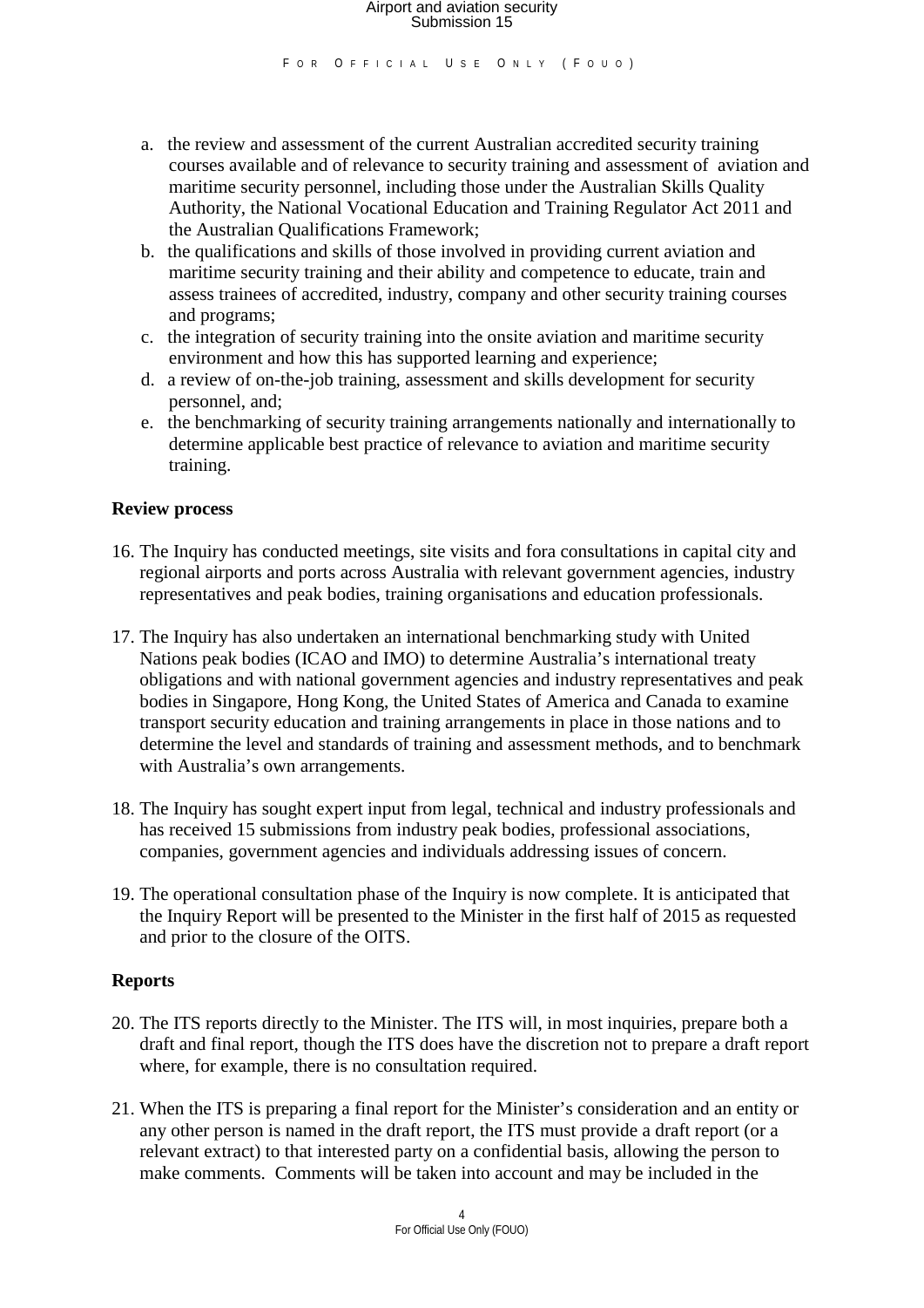a. the review and assessment of the current Australian accredited security training courses available and of relevance to security training and assessment of aviation and maritime security personnel, including those under the Australian Skills Quality Authority, the National Vocational Education and Training Regulator Act 2011 and the Australian Qualifications Framework;
b. the qualifications and skills of those involved in providing current aviation and maritime security training and their ability and competence to educate, train and assess trainees of accredited, industry, company and other security training courses and programs;
c. the integration of security training into the onsite aviation and maritime security environment and how this has supported learning and experience;
d. a review of on-the-job training, assessment and skills development for security personnel, and;
e. the benchmarking of security training arrangements nationally and internationally to determine applicable best practice of relevance to aviation and maritime security training.

**Review process**

16. The Inquiry has conducted meetings, site visits and fora consultations in capital city and regional airports and ports across Australia with relevant government agencies, industry representatives and peak bodies, training organisations and education professionals.

17. The Inquiry has also undertaken an international benchmarking study with United Nations peak bodies (ICAO and IMO) to determine Australia's international treaty obligations and with national government agencies and industry representatives and peak bodies in Singapore, Hong Kong, the United States of America and Canada to examine transport security education and training arrangements in place in those nations and to determine the level and standards of training and assessment methods, and to benchmark with Australia's own arrangements.

18. The Inquiry has sought expert input from legal, technical and industry professionals and has received 15 submissions from industry peak bodies, professional associations, companies, government agencies and individuals addressing issues of concern.

19. The operational consultation phase of the Inquiry is now complete. It is anticipated that the Inquiry Report will be presented to the Minister in the first half of 2015 as requested and prior to the closure of the OITS.

**Reports**

20. The ITS reports directly to the Minister. The ITS will, in most inquiries, prepare both a draft and final report, though the ITS does have the discretion not to prepare a draft report where, for example, there is no consultation required.

21. When the ITS is preparing a final report for the Minister's consideration and an entity or any other person is named in the draft report, the ITS must provide a draft report (or a relevant extract) to that interested party on a confidential basis, allowing the person to make comments. Comments will be taken into account and may be included in the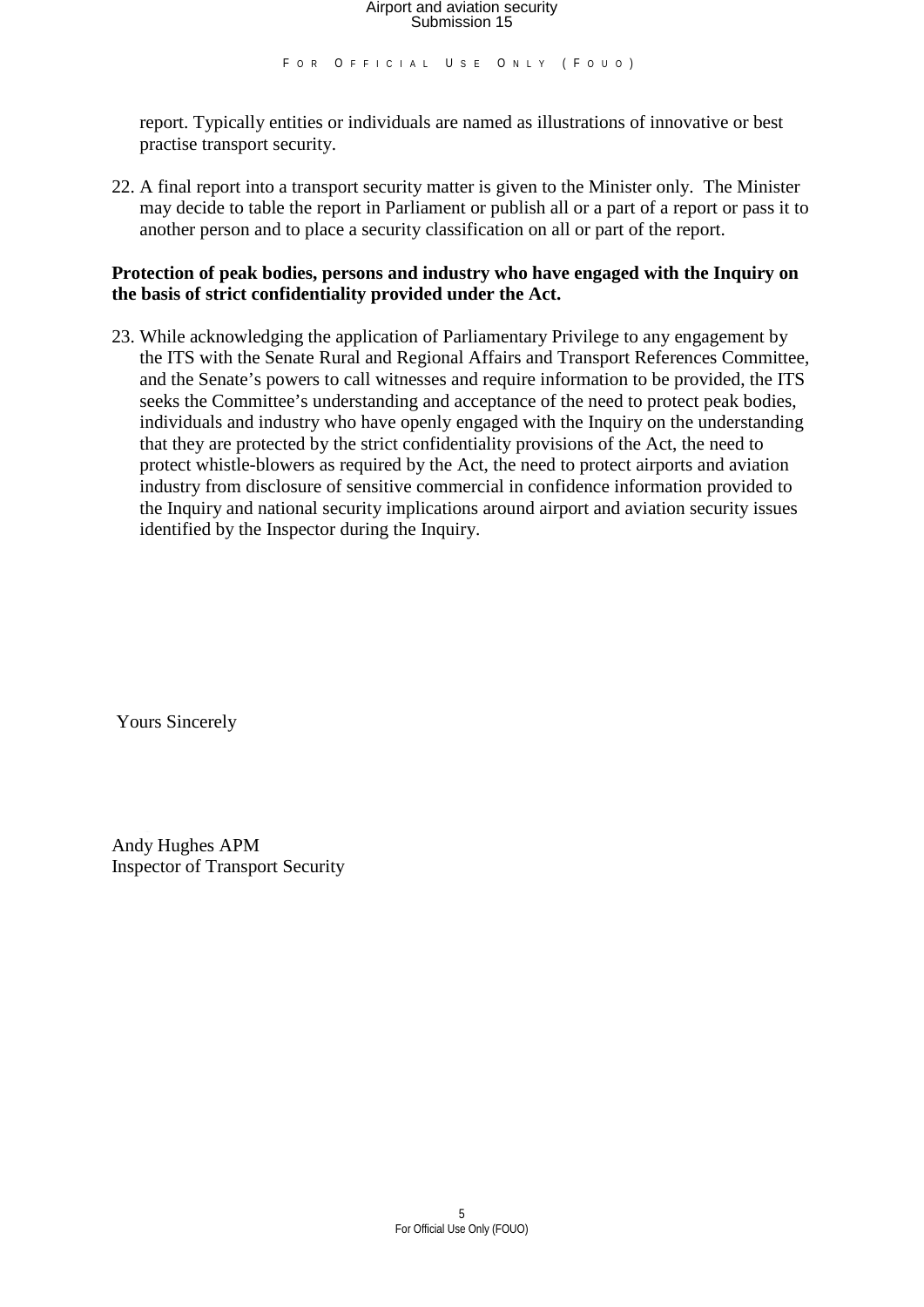report. Typically entities or individuals are named as illustrations of innovative or best practise transport security.

22. A final report into a transport security matter is given to the Minister only. The Minister may decide to table the report in Parliament or publish all or a part of a report or pass it to another person and to place a security classification on all or part of the report.

**Protection of peak bodies, persons and industry who have engaged with the Inquiry on the basis of strict confidentiality provided under the Act.**

23. While acknowledging the application of Parliamentary Privilege to any engagement by the ITS with the Senate Rural and Regional Affairs and Transport References Committee, and the Senate's powers to call witnesses and require information to be provided, the ITS seeks the Committee's understanding and acceptance of the need to protect peak bodies, individuals and industry who have openly engaged with the Inquiry on the understanding that they are protected by the strict confidentiality provisions of the Act, the need to protect whistle-blowers as required by the Act, the need to protect airports and aviation industry from disclosure of sensitive commercial in confidence information provided to the Inquiry and national security implications around airport and aviation security issues identified by the Inspector during the Inquiry.

Yours Sincerely

Andy Hughes APM
Inspector of Transport Security